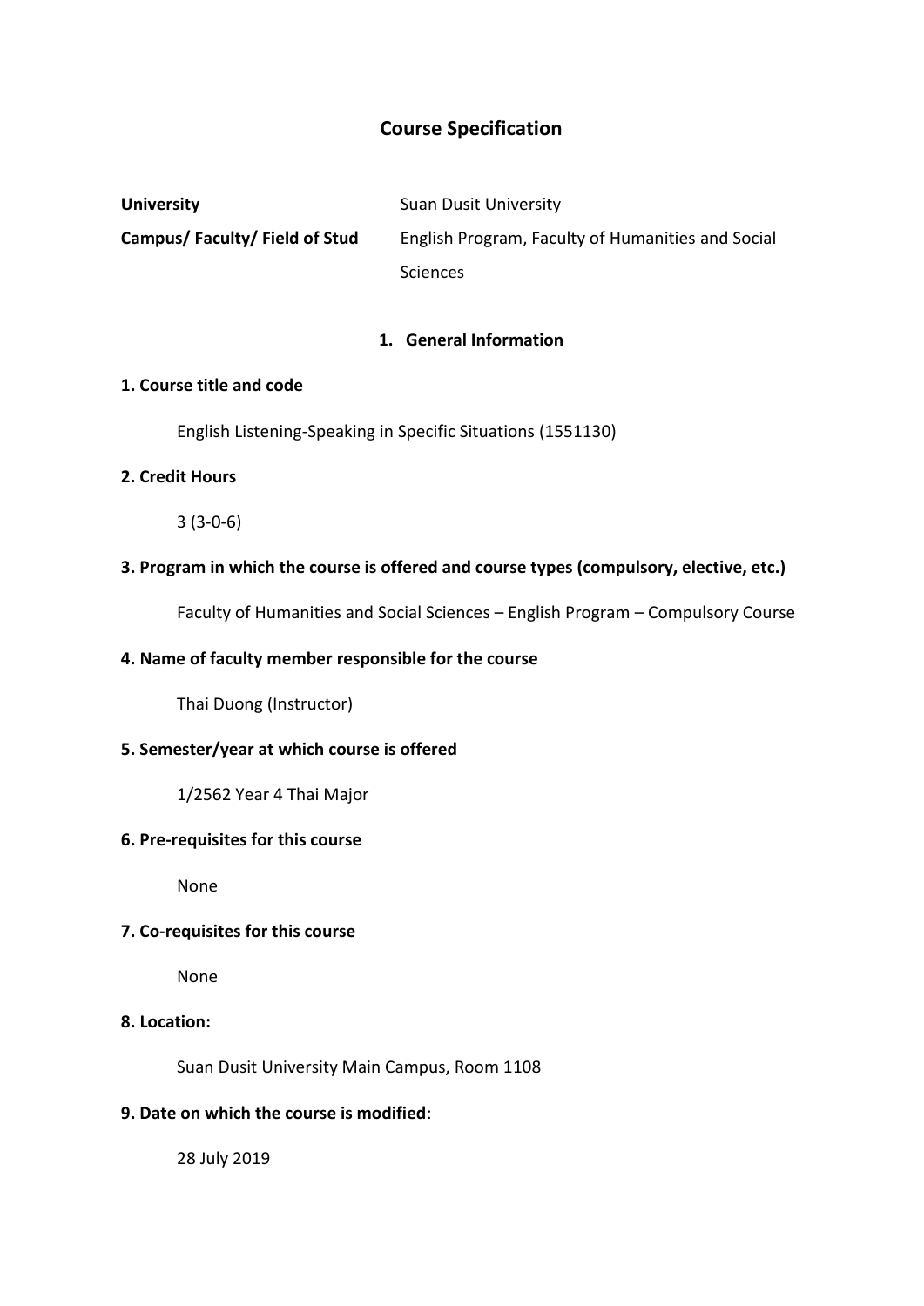# Course Specification

| | |
|---|---|
| **University** | Suan Dusit University |
| **Campus/ Faculty/ Field of Stud** | English Program, Faculty of Humanities and Social Sciences |

## 1. General Information

**1. Course title and code**

English Listening-Speaking in Specific Situations (1551130)

**2. Credit Hours**

3 (3-0-6)

**3. Program in which the course is offered and course types (compulsory, elective, etc.)**

Faculty of Humanities and Social Sciences – English Program – Compulsory Course

**4. Name of faculty member responsible for the course**

Thai Duong (Instructor)

**5. Semester/year at which course is offered**

1/2562 Year 4 Thai Major

**6. Pre-requisites for this course**

None

**7. Co-requisites for this course**

None

**8. Location:**

Suan Dusit University Main Campus, Room 1108

**9. Date on which the course is modified**:

28 July 2019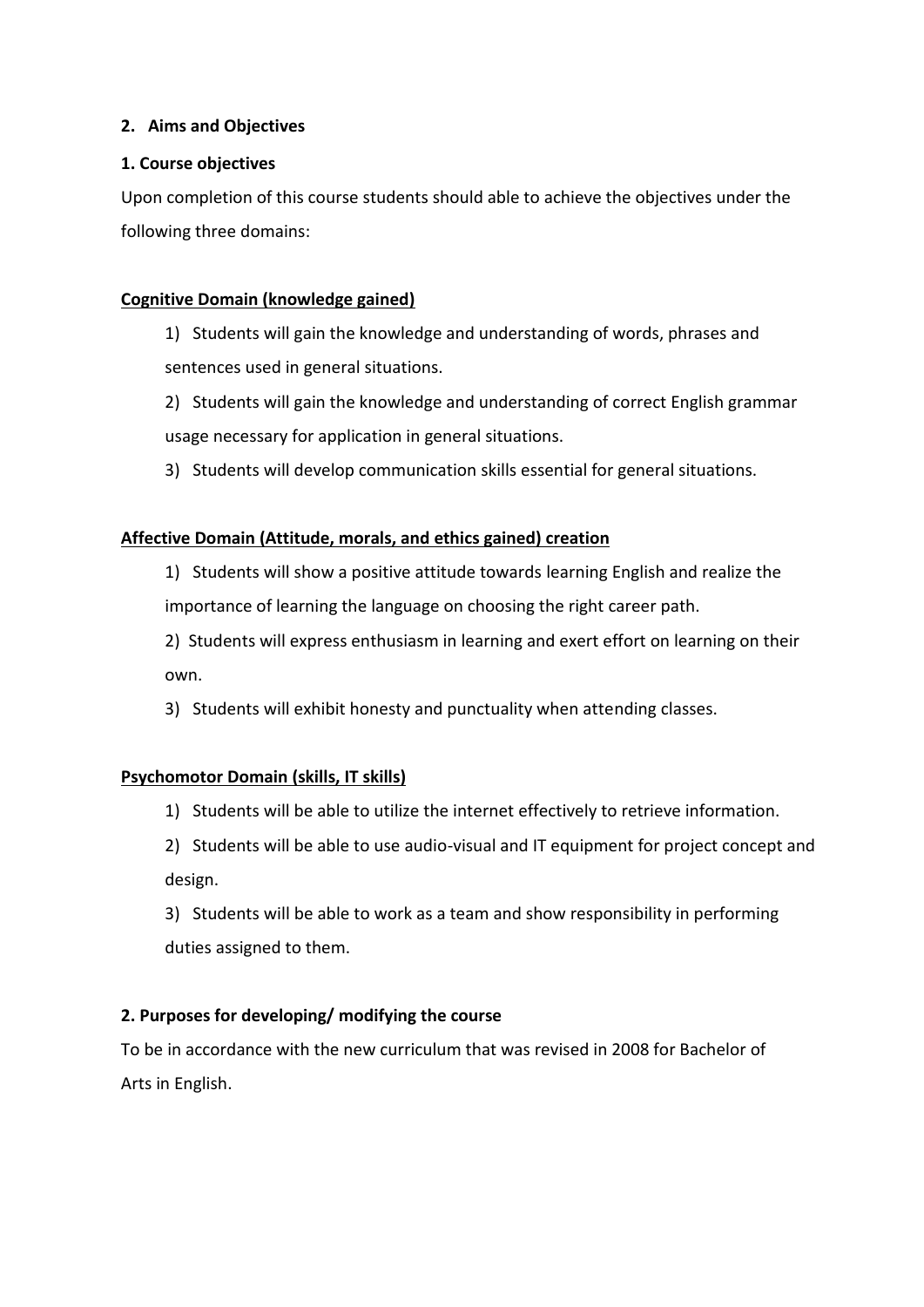## 2. Aims and Objectives

### 1. Course objectives

Upon completion of this course students should able to achieve the objectives under the following three domains:

**Cognitive Domain (knowledge gained)**

1) Students will gain the knowledge and understanding of words, phrases and sentences used in general situations.
2) Students will gain the knowledge and understanding of correct English grammar usage necessary for application in general situations.
3) Students will develop communication skills essential for general situations.

**Affective Domain (Attitude, morals, and ethics gained) creation**

1) Students will show a positive attitude towards learning English and realize the importance of learning the language on choosing the right career path.
2) Students will express enthusiasm in learning and exert effort on learning on their own.
3) Students will exhibit honesty and punctuality when attending classes.

**Psychomotor Domain (skills, IT skills)**

1) Students will be able to utilize the internet effectively to retrieve information.
2) Students will be able to use audio-visual and IT equipment for project concept and design.
3) Students will be able to work as a team and show responsibility in performing duties assigned to them.

### 2. Purposes for developing/ modifying the course

To be in accordance with the new curriculum that was revised in 2008 for Bachelor of Arts in English.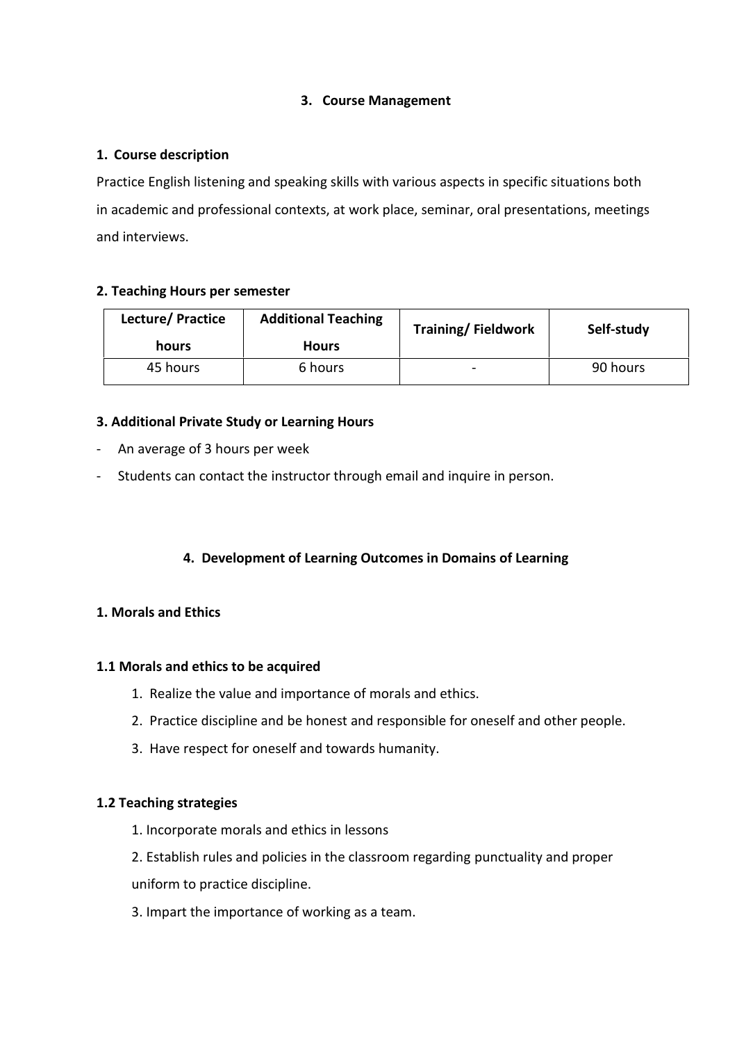## 3. Course Management

### 1. Course description

Practice English listening and speaking skills with various aspects in specific situations both in academic and professional contexts, at work place, seminar, oral presentations, meetings and interviews.

### 2. Teaching Hours per semester

| Lecture/ Practice hours | Additional Teaching Hours | Training/ Fieldwork | Self-study |
|---|---|---|---|
| 45 hours | 6 hours | - | 90 hours |

### 3. Additional Private Study or Learning Hours

- An average of 3 hours per week
- Students can contact the instructor through email and inquire in person.

## 4. Development of Learning Outcomes in Domains of Learning

### 1. Morals and Ethics

#### 1.1 Morals and ethics to be acquired

1. Realize the value and importance of morals and ethics.
2. Practice discipline and be honest and responsible for oneself and other people.
3. Have respect for oneself and towards humanity.

#### 1.2 Teaching strategies

1. Incorporate morals and ethics in lessons
2. Establish rules and policies in the classroom regarding punctuality and proper uniform to practice discipline.
3. Impart the importance of working as a team.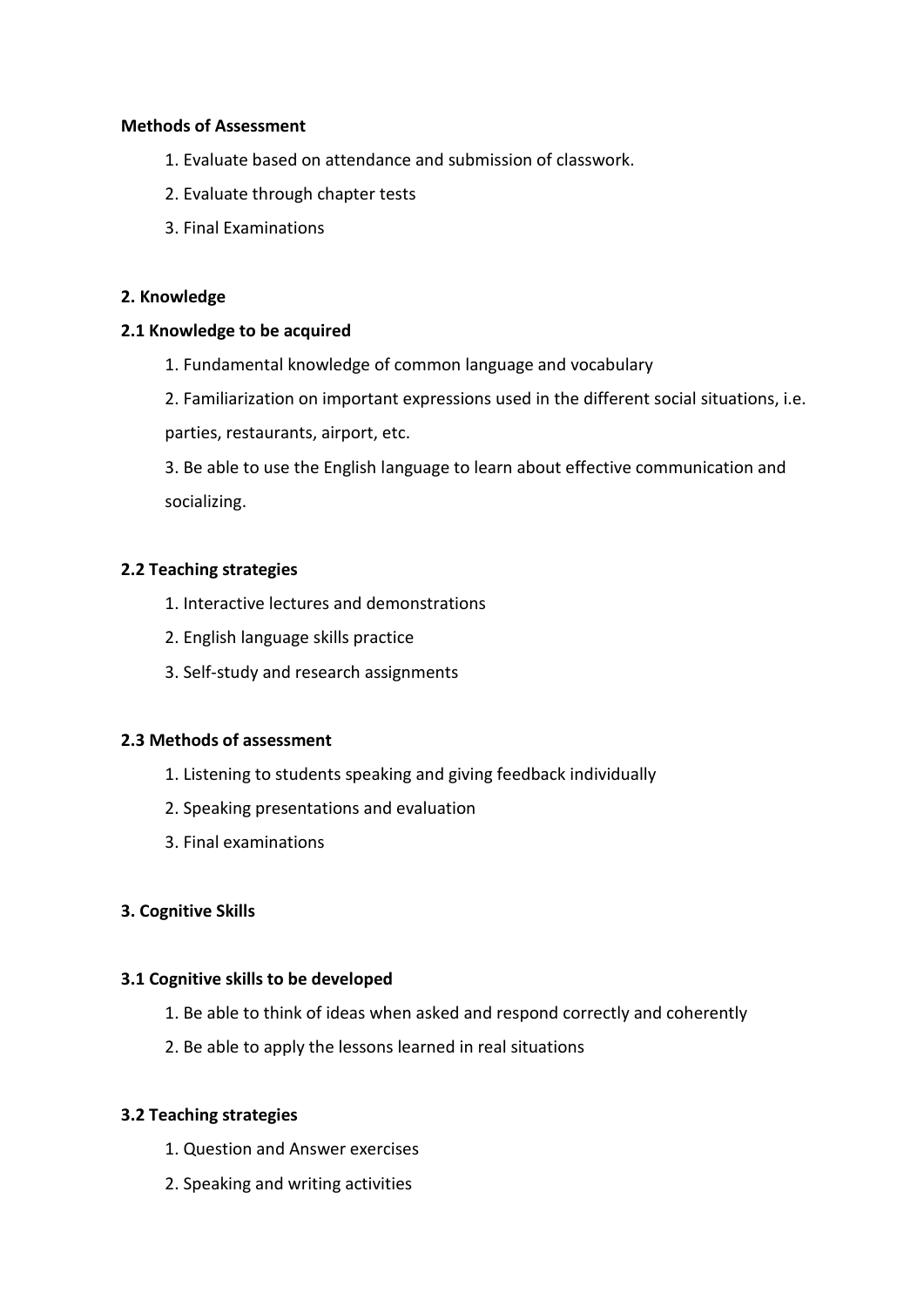**Methods of Assessment**

1. Evaluate based on attendance and submission of classwork.
2. Evaluate through chapter tests
3. Final Examinations

**2. Knowledge**

**2.1 Knowledge to be acquired**

1. Fundamental knowledge of common language and vocabulary
2. Familiarization on important expressions used in the different social situations, i.e. parties, restaurants, airport, etc.
3. Be able to use the English language to learn about effective communication and socializing.

**2.2 Teaching strategies**

1. Interactive lectures and demonstrations
2. English language skills practice
3. Self-study and research assignments

**2.3 Methods of assessment**

1. Listening to students speaking and giving feedback individually
2. Speaking presentations and evaluation
3. Final examinations

**3. Cognitive Skills**

**3.1 Cognitive skills to be developed**

1. Be able to think of ideas when asked and respond correctly and coherently
2. Be able to apply the lessons learned in real situations

**3.2 Teaching strategies**

1. Question and Answer exercises
2. Speaking and writing activities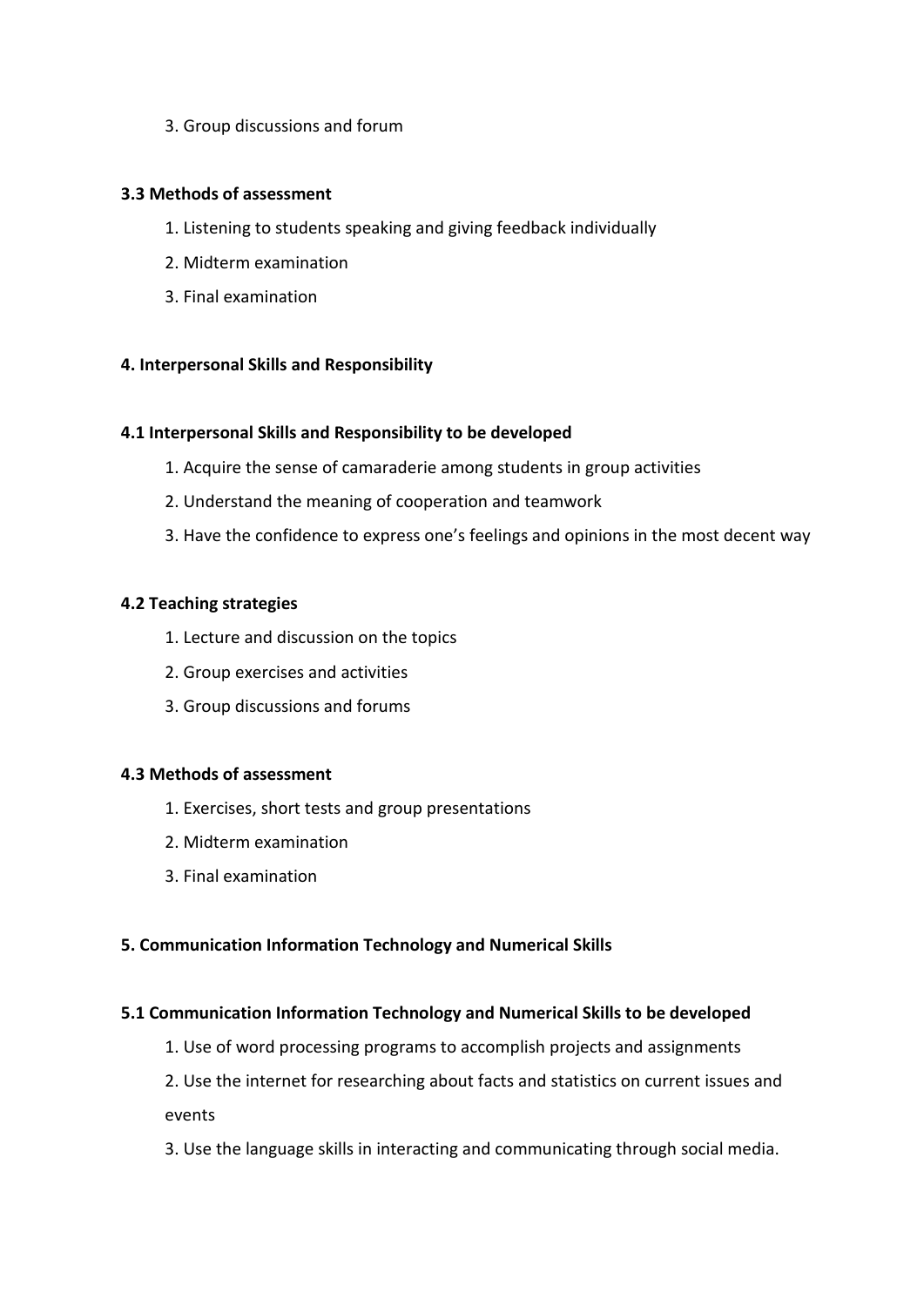3. Group discussions and forum

**3.3 Methods of assessment**

1. Listening to students speaking and giving feedback individually
2. Midterm examination
3. Final examination

**4. Interpersonal Skills and Responsibility**

**4.1 Interpersonal Skills and Responsibility to be developed**

1. Acquire the sense of camaraderie among students in group activities
2. Understand the meaning of cooperation and teamwork
3. Have the confidence to express one's feelings and opinions in the most decent way

**4.2 Teaching strategies**

1. Lecture and discussion on the topics
2. Group exercises and activities
3. Group discussions and forums

**4.3 Methods of assessment**

1. Exercises, short tests and group presentations
2. Midterm examination
3. Final examination

**5. Communication Information Technology and Numerical Skills**

**5.1 Communication Information Technology and Numerical Skills to be developed**

1. Use of word processing programs to accomplish projects and assignments
2. Use the internet for researching about facts and statistics on current issues and events
3. Use the language skills in interacting and communicating through social media.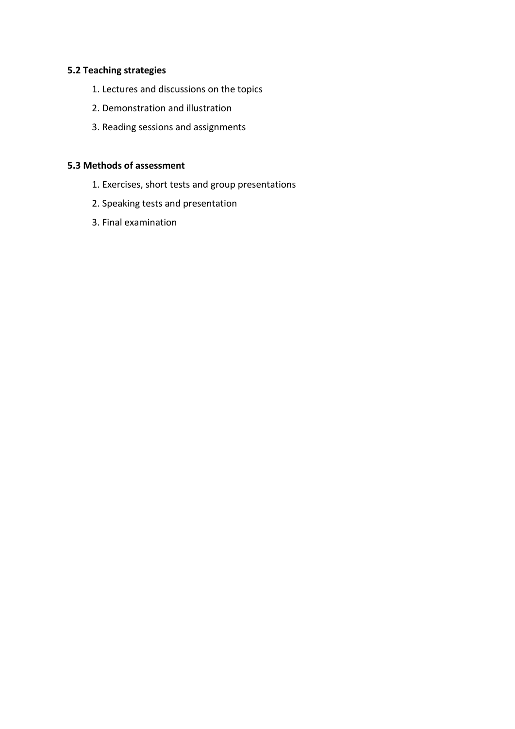### 5.2 Teaching strategies

1. Lectures and discussions on the topics
2. Demonstration and illustration
3. Reading sessions and assignments

### 5.3 Methods of assessment

1. Exercises, short tests and group presentations
2. Speaking tests and presentation
3. Final examination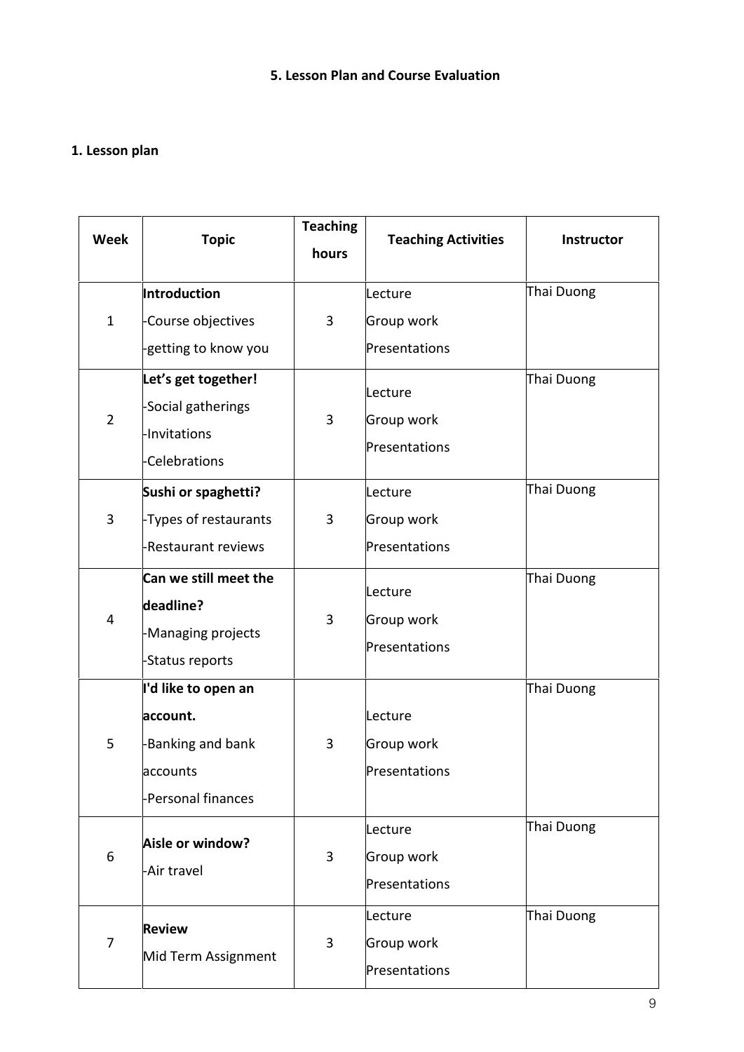# 5. Lesson Plan and Course Evaluation

## 1. Lesson plan

| Week | Topic | Teaching hours | Teaching Activities | Instructor |
|---|---|---|---|---|
| 1 | **Introduction**<br>-Course objectives<br>-getting to know you | 3 | Lecture<br>Group work<br>Presentations | Thai Duong |
| 2 | **Let's get together!**<br>-Social gatherings<br>-Invitations<br>-Celebrations | 3 | Lecture<br>Group work<br>Presentations | Thai Duong |
| 3 | **Sushi or spaghetti?**<br>-Types of restaurants<br>-Restaurant reviews | 3 | Lecture<br>Group work<br>Presentations | Thai Duong |
| 4 | **Can we still meet the deadline?**<br>-Managing projects<br>-Status reports | 3 | Lecture<br>Group work<br>Presentations | Thai Duong |
| 5 | **I'd like to open an account.**<br>-Banking and bank accounts<br>-Personal finances | 3 | Lecture<br>Group work<br>Presentations | Thai Duong |
| 6 | **Aisle or window?**<br>-Air travel | 3 | Lecture<br>Group work<br>Presentations | Thai Duong |
| 7 | **Review**<br>Mid Term Assignment | 3 | Lecture<br>Group work<br>Presentations | Thai Duong |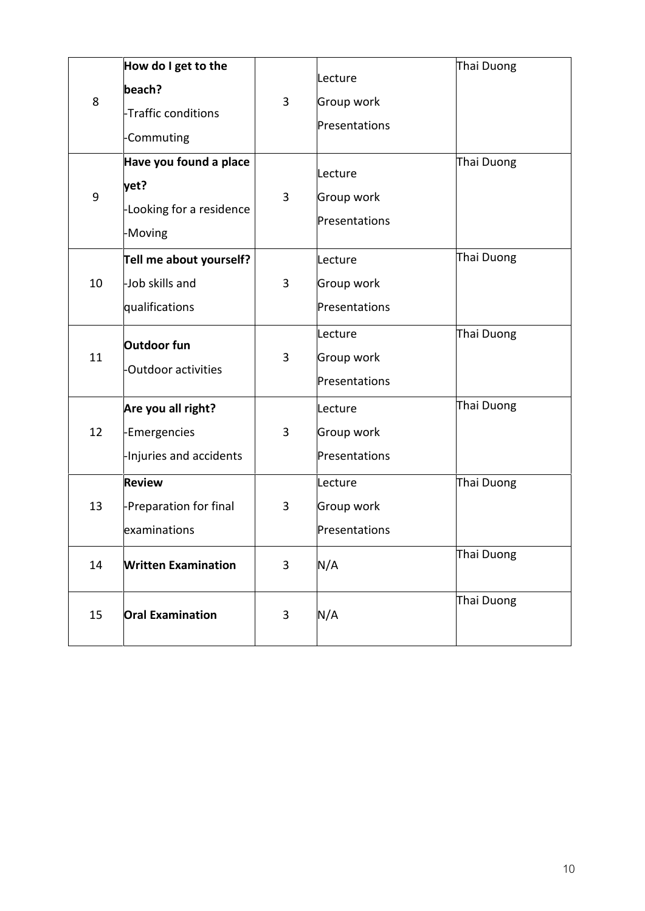| | | | | |
|---|---|---|---|---|
| 8 | **How do I get to the beach?**<br>-Traffic conditions<br>-Commuting | 3 | Lecture<br>Group work<br>Presentations | Thai Duong |
| 9 | **Have you found a place yet?**<br>-Looking for a residence<br>-Moving | 3 | Lecture<br>Group work<br>Presentations | Thai Duong |
| 10 | **Tell me about yourself?**<br>-Job skills and qualifications | 3 | Lecture<br>Group work<br>Presentations | Thai Duong |
| 11 | **Outdoor fun**<br>-Outdoor activities | 3 | Lecture<br>Group work<br>Presentations | Thai Duong |
| 12 | **Are you all right?**<br>-Emergencies<br>-Injuries and accidents | 3 | Lecture<br>Group work<br>Presentations | Thai Duong |
| 13 | **Review**<br>-Preparation for final examinations | 3 | Lecture<br>Group work<br>Presentations | Thai Duong |
| 14 | **Written Examination** | 3 | N/A | Thai Duong |
| 15 | **Oral Examination** | 3 | N/A | Thai Duong |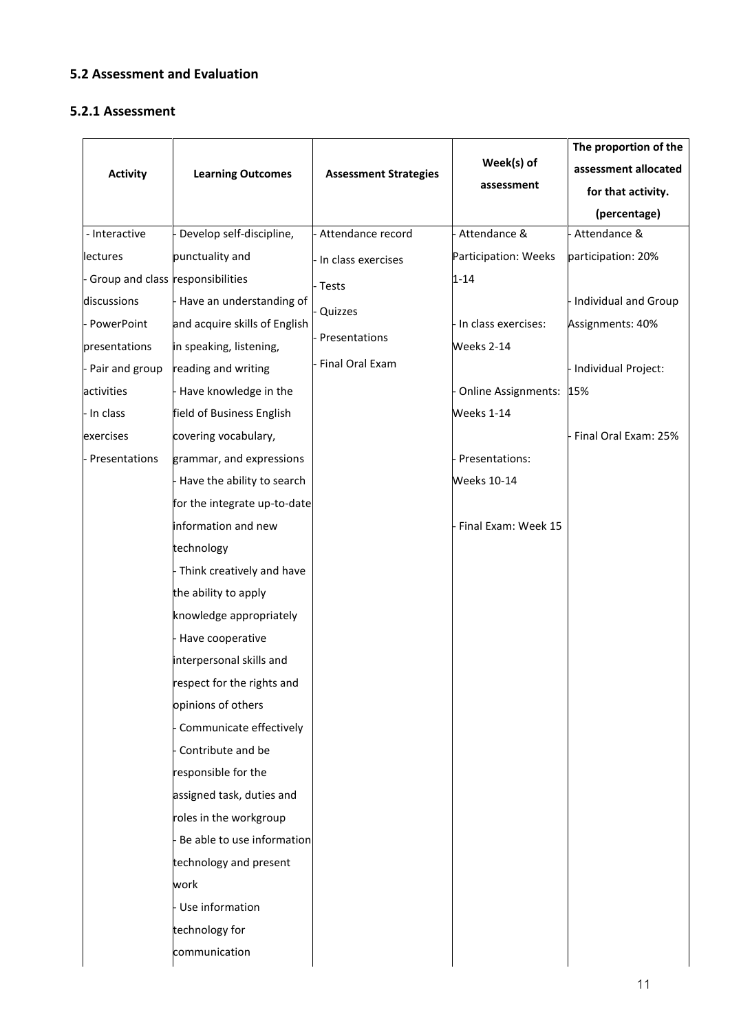## 5.2 Assessment and Evaluation

### 5.2.1 Assessment

| Activity | Learning Outcomes | Assessment Strategies | Week(s) of assessment | The proportion of the assessment allocated for that activity. (percentage) |
|---|---|---|---|---|
| - Interactive lectures<br>- Group and class discussions<br>- PowerPoint presentations<br>- Pair and group activities<br>- In class exercises<br>- Presentations | - Develop self-discipline, punctuality and responsibilities<br>- Have an understanding of and acquire skills of English in speaking, listening, reading and writing<br>- Have knowledge in the field of Business English covering vocabulary, grammar, and expressions<br>- Have the ability to search for the integrate up-to-date information and new technology<br>- Think creatively and have the ability to apply knowledge appropriately<br>- Have cooperative interpersonal skills and respect for the rights and opinions of others<br>- Communicate effectively<br>- Contribute and be responsible for the assigned task, duties and roles in the workgroup<br>- Be able to use information technology and present work<br>- Use information technology for communication | - Attendance record<br>- In class exercises<br>- Tests<br>- Quizzes<br>- Presentations<br>- Final Oral Exam | - Attendance & Participation: Weeks 1-14<br>- In class exercises: Weeks 2-14<br>- Online Assignments: Weeks 1-14<br>- Presentations: Weeks 10-14<br>- Final Exam: Week 15 | - Attendance & participation: 20%<br>- Individual and Group Assignments: 40%<br>- Individual Project: 15%<br>- Final Oral Exam: 25% |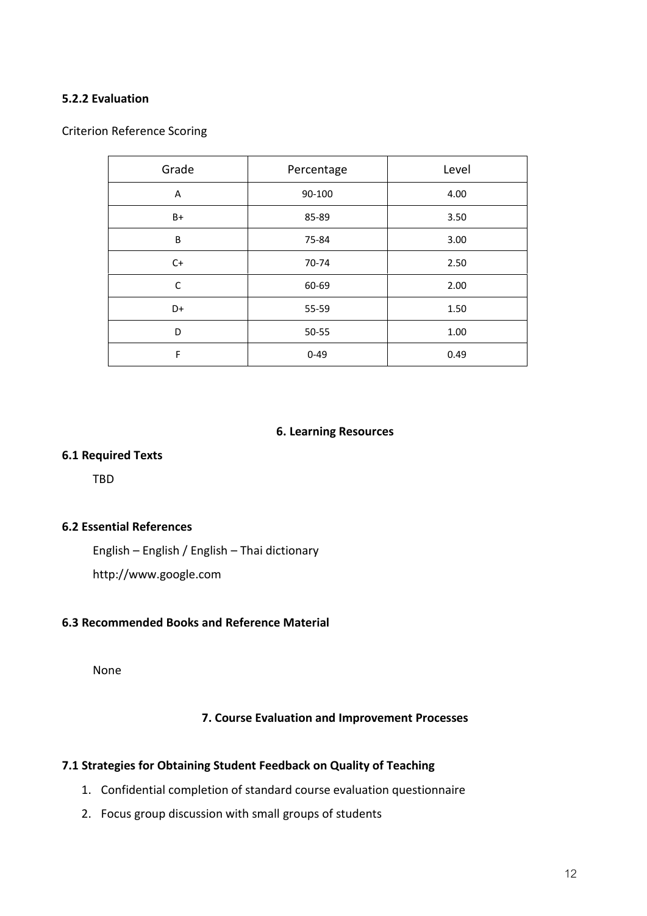**5.2.2 Evaluation**

Criterion Reference Scoring

| Grade | Percentage | Level |
|---|---|---|
| A | 90-100 | 4.00 |
| B+ | 85-89 | 3.50 |
| B | 75-84 | 3.00 |
| C+ | 70-74 | 2.50 |
| C | 60-69 | 2.00 |
| D+ | 55-59 | 1.50 |
| D | 50-55 | 1.00 |
| F | 0-49 | 0.49 |

## 6. Learning Resources

**6.1 Required Texts**

TBD

**6.2 Essential References**

English – English / English – Thai dictionary

http://www.google.com

**6.3 Recommended Books and Reference Material**

None

## 7. Course Evaluation and Improvement Processes

**7.1 Strategies for Obtaining Student Feedback on Quality of Teaching**

1. Confidential completion of standard course evaluation questionnaire
2. Focus group discussion with small groups of students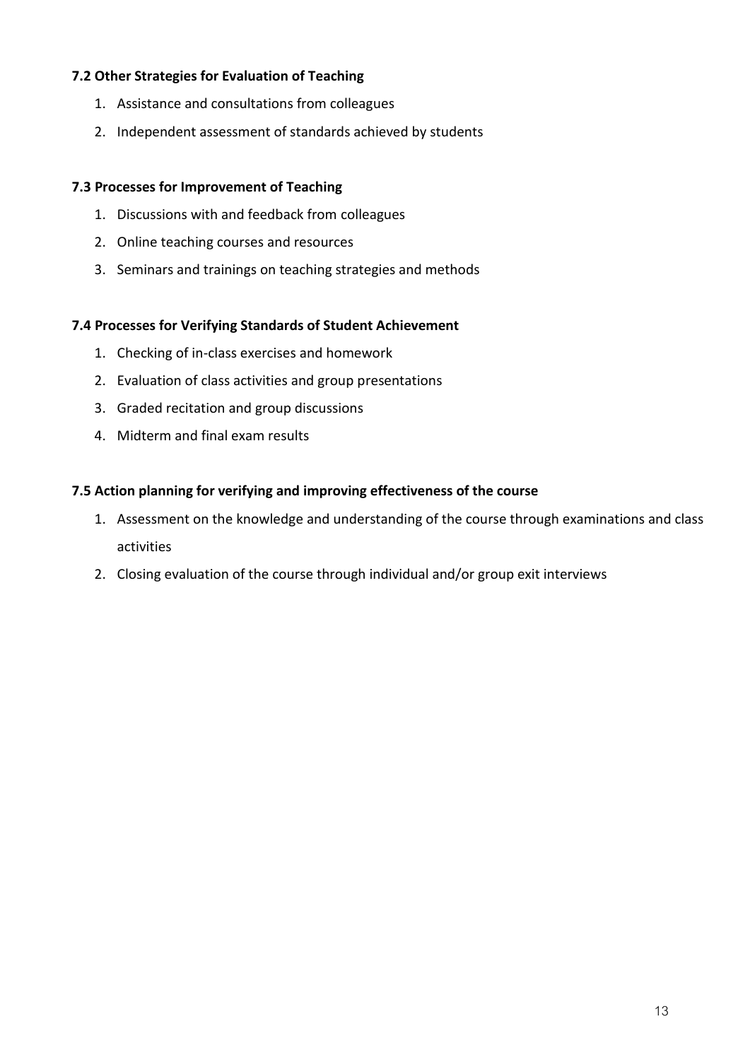### 7.2 Other Strategies for Evaluation of Teaching

1. Assistance and consultations from colleagues
2. Independent assessment of standards achieved by students

### 7.3 Processes for Improvement of Teaching

1. Discussions with and feedback from colleagues
2. Online teaching courses and resources
3. Seminars and trainings on teaching strategies and methods

### 7.4 Processes for Verifying Standards of Student Achievement

1. Checking of in-class exercises and homework
2. Evaluation of class activities and group presentations
3. Graded recitation and group discussions
4. Midterm and final exam results

### 7.5 Action planning for verifying and improving effectiveness of the course

1. Assessment on the knowledge and understanding of the course through examinations and class activities
2. Closing evaluation of the course through individual and/or group exit interviews